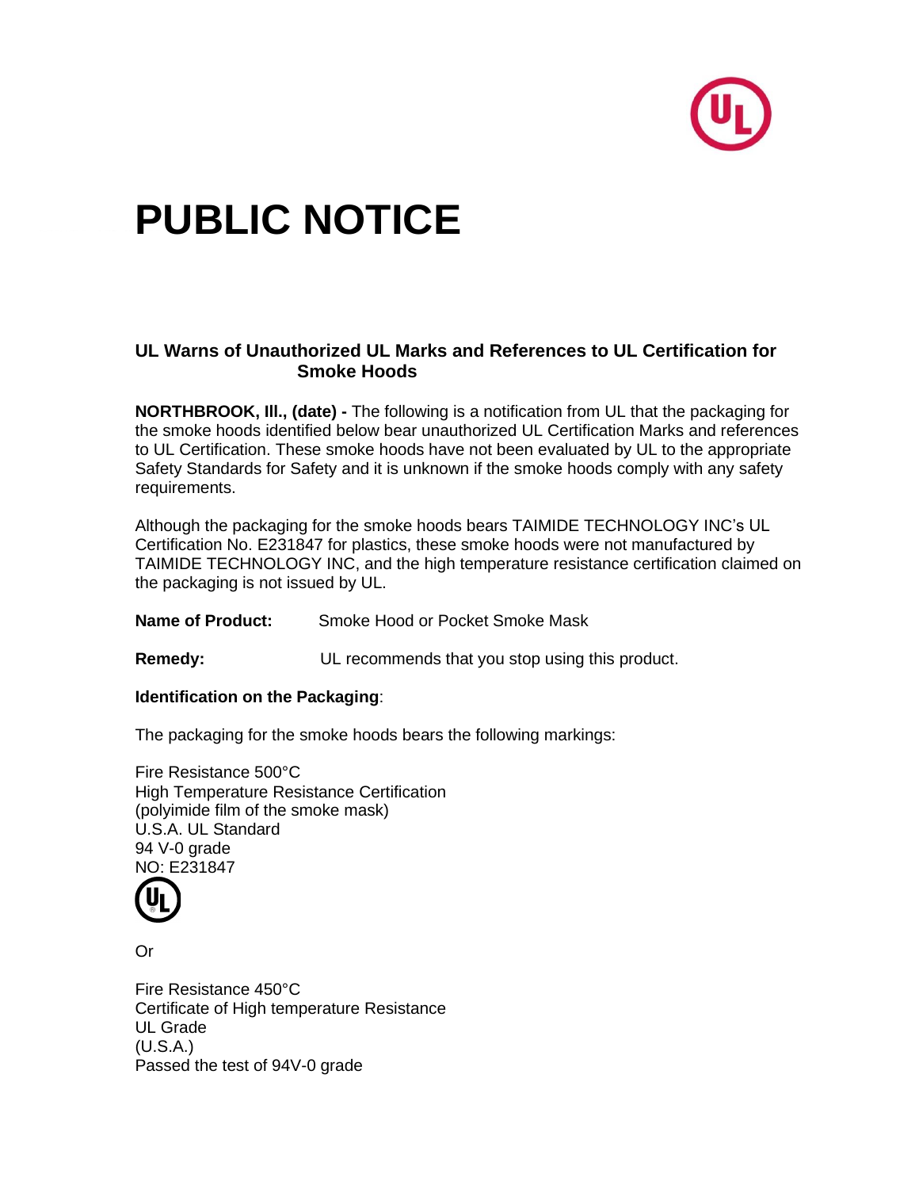# PUBLIC NOTICE

### UL Warns of Unauthorized UL Marks and References to UL Certification for Smoke Hoods

**NORTHBROOK, Ill., (date) -** The following is a notification from UL that the packaging for the smoke hoods identified below bear unauthorized UL Certification Marks and references to UL Certification. These smoke hoods have not been evaluated by UL to the appropriate Safety Standards for Safety and it is unknown if the smoke hoods comply with any safety requirements.

Although the packaging for the smoke hoods bears TAIMIDE TECHNOLOGY INC's UL Certification No. E231847 for plastics, these smoke hoods were not manufactured by TAIMIDE TECHNOLOGY INC, and the high temperature resistance certification claimed on the packaging is not issued by UL.

**Name of Product:** Smoke Hood or Pocket Smoke Mask

**Remedy:** UL recommends that you stop using this product.

**Identification on the Packaging**:

The packaging for the smoke hoods bears the following markings:

Fire Resistance 500°C
High Temperature Resistance Certification
(polyimide film of the smoke mask)
U.S.A. UL Standard
94 V-0 grade
NO: E231847

Or

Fire Resistance 450°C
Certificate of High temperature Resistance
UL Grade
(U.S.A.)
Passed the test of 94V-0 grade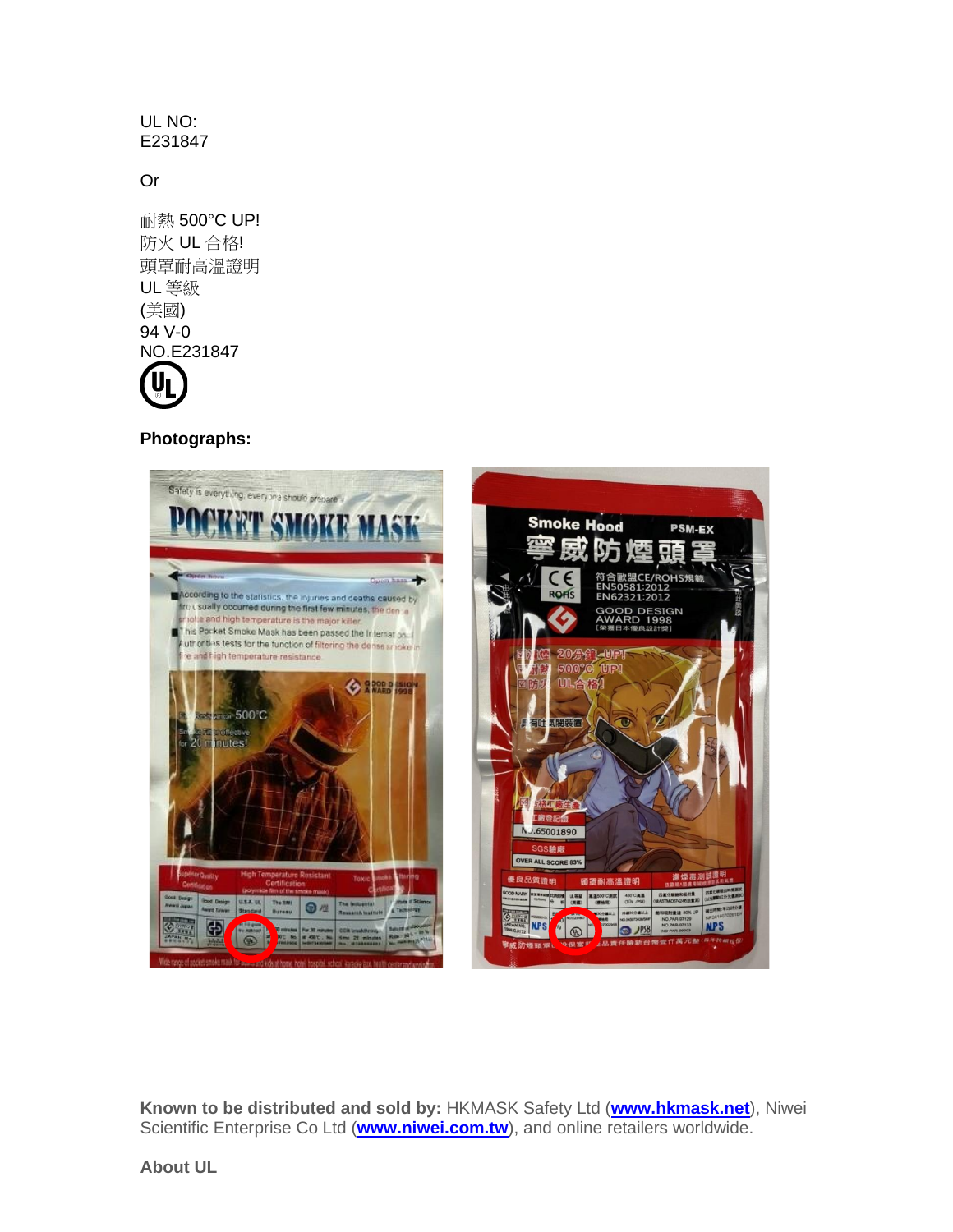UL NO:
E231847

Or

耐熱 500°C UP!
防火 UL 合格!
頭罩耐高溫證明
UL 等級
(美國)
94 V-0
NO.E231847

**Photographs:**

**Known to be distributed and sold by:** HKMASK Safety Ltd (**www.hkmask.net**), Niwei Scientific Enterprise Co Ltd (**www.niwei.com.tw**), and online retailers worldwide.

**About UL**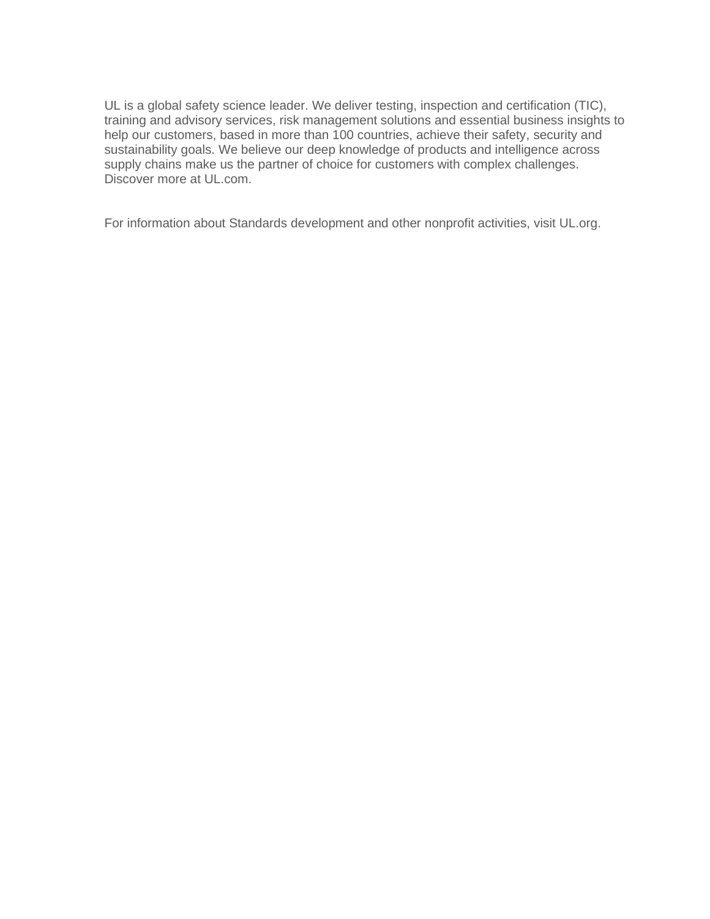UL is a global safety science leader. We deliver testing, inspection and certification (TIC), training and advisory services, risk management solutions and essential business insights to help our customers, based in more than 100 countries, achieve their safety, security and sustainability goals. We believe our deep knowledge of products and intelligence across supply chains make us the partner of choice for customers with complex challenges. Discover more at UL.com.

For information about Standards development and other nonprofit activities, visit UL.org.